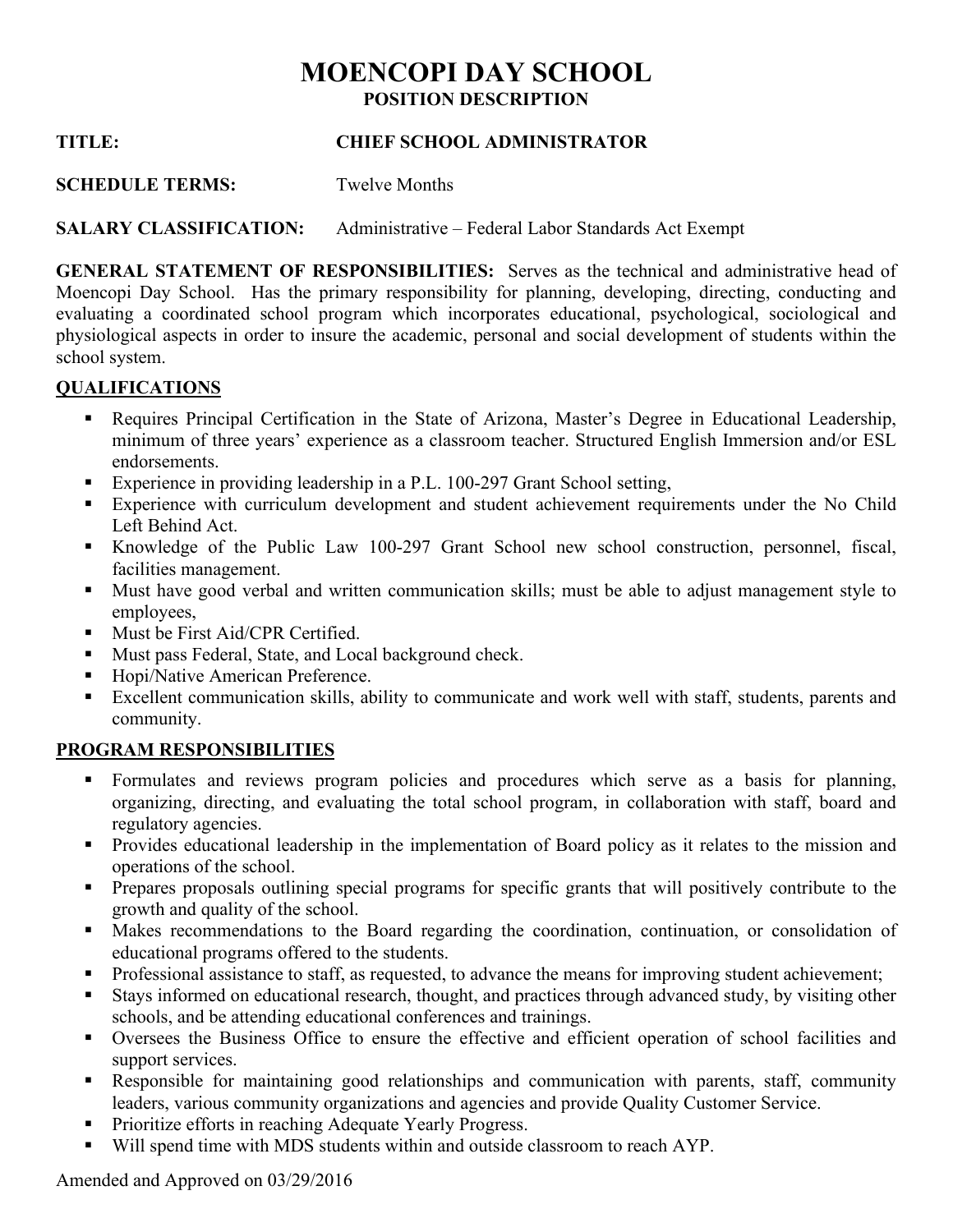# MOENCOPI DAY SCHOOL

## POSITION DESCRIPTION

**TITLE:** **CHIEF SCHOOL ADMINISTRATOR**

**SCHEDULE TERMS:** Twelve Months

**SALARY CLASSIFICATION:** Administrative – Federal Labor Standards Act Exempt

**GENERAL STATEMENT OF RESPONSIBILITIES:** Serves as the technical and administrative head of Moencopi Day School. Has the primary responsibility for planning, developing, directing, conducting and evaluating a coordinated school program which incorporates educational, psychological, sociological and physiological aspects in order to insure the academic, personal and social development of students within the school system.

### QUALIFICATIONS

- Requires Principal Certification in the State of Arizona, Master's Degree in Educational Leadership, minimum of three years' experience as a classroom teacher. Structured English Immersion and/or ESL endorsements.
- Experience in providing leadership in a P.L. 100-297 Grant School setting,
- Experience with curriculum development and student achievement requirements under the No Child Left Behind Act.
- Knowledge of the Public Law 100-297 Grant School new school construction, personnel, fiscal, facilities management.
- Must have good verbal and written communication skills; must be able to adjust management style to employees,
- Must be First Aid/CPR Certified.
- Must pass Federal, State, and Local background check.
- Hopi/Native American Preference.
- Excellent communication skills, ability to communicate and work well with staff, students, parents and community.

### PROGRAM RESPONSIBILITIES

- Formulates and reviews program policies and procedures which serve as a basis for planning, organizing, directing, and evaluating the total school program, in collaboration with staff, board and regulatory agencies.
- Provides educational leadership in the implementation of Board policy as it relates to the mission and operations of the school.
- Prepares proposals outlining special programs for specific grants that will positively contribute to the growth and quality of the school.
- Makes recommendations to the Board regarding the coordination, continuation, or consolidation of educational programs offered to the students.
- Professional assistance to staff, as requested, to advance the means for improving student achievement;
- Stays informed on educational research, thought, and practices through advanced study, by visiting other schools, and be attending educational conferences and trainings.
- Oversees the Business Office to ensure the effective and efficient operation of school facilities and support services.
- Responsible for maintaining good relationships and communication with parents, staff, community leaders, various community organizations and agencies and provide Quality Customer Service.
- Prioritize efforts in reaching Adequate Yearly Progress.
- Will spend time with MDS students within and outside classroom to reach AYP.

Amended and Approved on 03/29/2016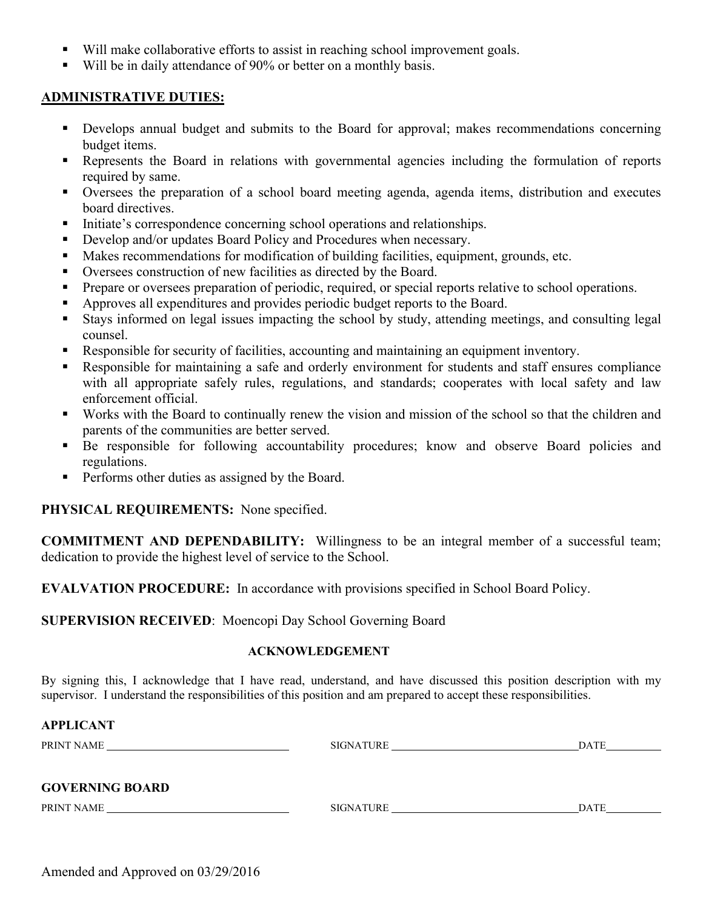- Will make collaborative efforts to assist in reaching school improvement goals.
- Will be in daily attendance of 90% or better on a monthly basis.

**ADMINISTRATIVE DUTIES:**

- Develops annual budget and submits to the Board for approval; makes recommendations concerning budget items.
- Represents the Board in relations with governmental agencies including the formulation of reports required by same.
- Oversees the preparation of a school board meeting agenda, agenda items, distribution and executes board directives.
- Initiate's correspondence concerning school operations and relationships.
- Develop and/or updates Board Policy and Procedures when necessary.
- Makes recommendations for modification of building facilities, equipment, grounds, etc.
- Oversees construction of new facilities as directed by the Board.
- Prepare or oversees preparation of periodic, required, or special reports relative to school operations.
- Approves all expenditures and provides periodic budget reports to the Board.
- Stays informed on legal issues impacting the school by study, attending meetings, and consulting legal counsel.
- Responsible for security of facilities, accounting and maintaining an equipment inventory.
- Responsible for maintaining a safe and orderly environment for students and staff ensures compliance with all appropriate safely rules, regulations, and standards; cooperates with local safety and law enforcement official.
- Works with the Board to continually renew the vision and mission of the school so that the children and parents of the communities are better served.
- Be responsible for following accountability procedures; know and observe Board policies and regulations.
- Performs other duties as assigned by the Board.

**PHYSICAL REQUIREMENTS:** None specified.

**COMMITMENT AND DEPENDABILITY:** Willingness to be an integral member of a successful team; dedication to provide the highest level of service to the School.

**EVALVATION PROCEDURE:** In accordance with provisions specified in School Board Policy.

**SUPERVISION RECEIVED**: Moencopi Day School Governing Board

**ACKNOWLEDGEMENT**

By signing this, I acknowledge that I have read, understand, and have discussed this position description with my supervisor. I understand the responsibilities of this position and am prepared to accept these responsibilities.

**APPLICANT**

PRINT NAME ______________________ SIGNATURE ______________________ DATE __________

**GOVERNING BOARD**

PRINT NAME ______________________ SIGNATURE ______________________ DATE __________

Amended and Approved on 03/29/2016